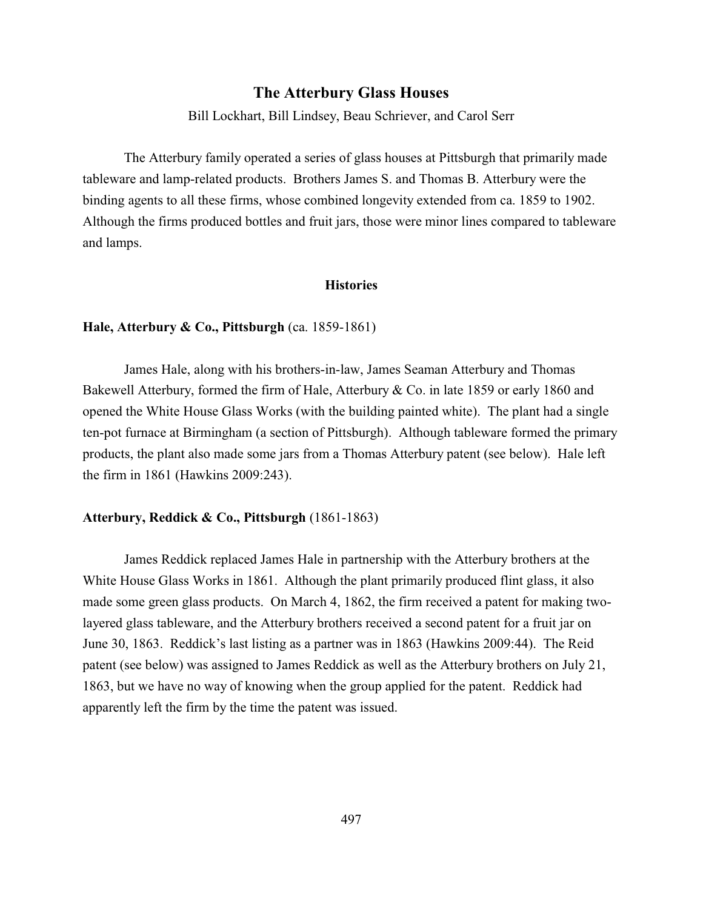# The Atterbury Glass Houses

Bill Lockhart, Bill Lindsey, Beau Schriever, and Carol Serr

The Atterbury family operated a series of glass houses at Pittsburgh that primarily made tableware and lamp-related products. Brothers James S. and Thomas B. Atterbury were the binding agents to all these firms, whose combined longevity extended from ca. 1859 to 1902. Although the firms produced bottles and fruit jars, those were minor lines compared to tableware and lamps.

## Histories

### Hale, Atterbury & Co., Pittsburgh (ca. 1859-1861)

James Hale, along with his brothers-in-law, James Seaman Atterbury and Thomas Bakewell Atterbury, formed the firm of Hale, Atterbury & Co. in late 1859 or early 1860 and opened the White House Glass Works (with the building painted white). The plant had a single ten-pot furnace at Birmingham (a section of Pittsburgh). Although tableware formed the primary products, the plant also made some jars from a Thomas Atterbury patent (see below). Hale left the firm in 1861 (Hawkins 2009:243).

### Atterbury, Reddick & Co., Pittsburgh (1861-1863)

James Reddick replaced James Hale in partnership with the Atterbury brothers at the White House Glass Works in 1861. Although the plant primarily produced flint glass, it also made some green glass products. On March 4, 1862, the firm received a patent for making two-layered glass tableware, and the Atterbury brothers received a second patent for a fruit jar on June 30, 1863. Reddick's last listing as a partner was in 1863 (Hawkins 2009:44). The Reid patent (see below) was assigned to James Reddick as well as the Atterbury brothers on July 21, 1863, but we have no way of knowing when the group applied for the patent. Reddick had apparently left the firm by the time the patent was issued.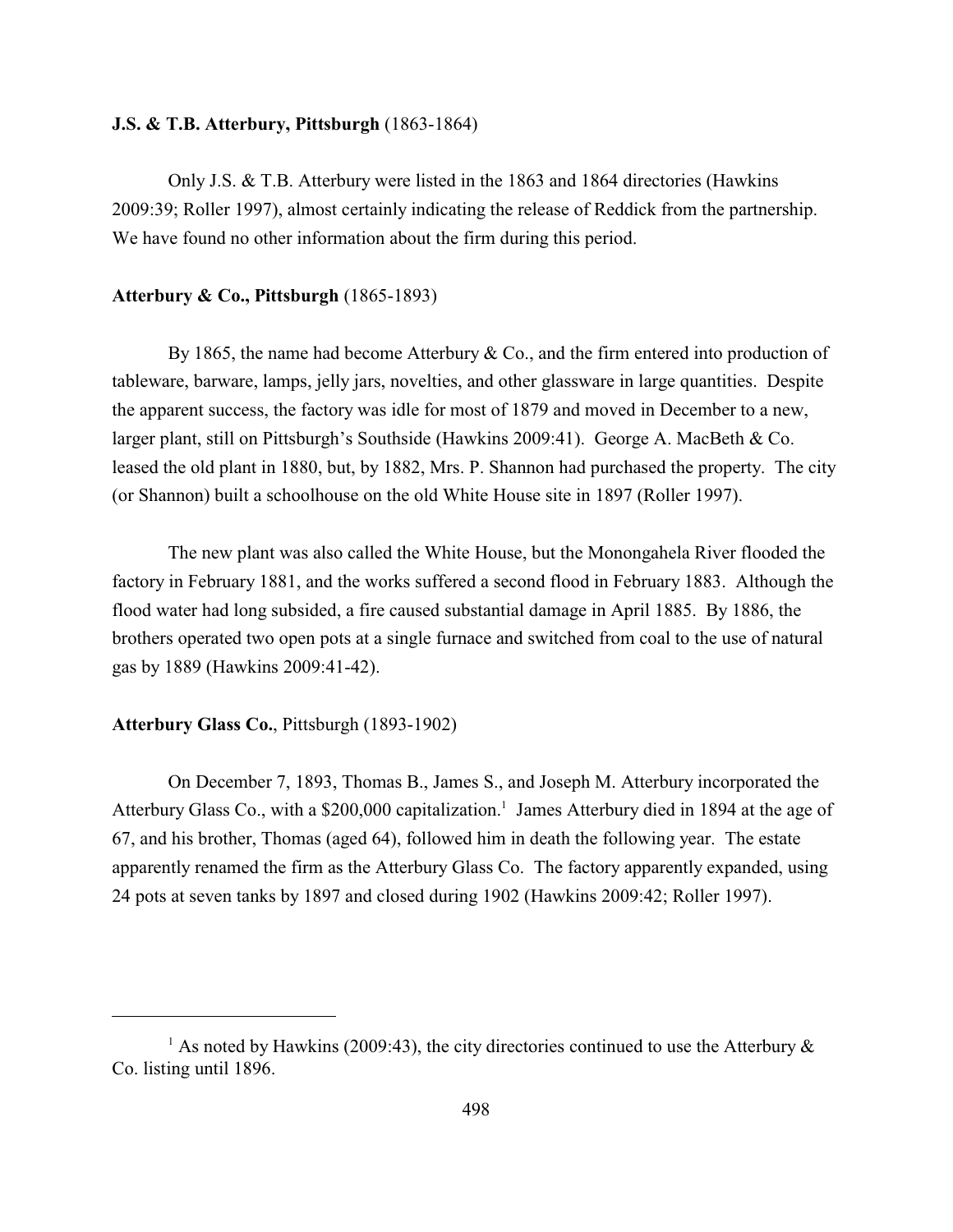**J.S. & T.B. Atterbury, Pittsburgh** (1863-1864)

Only J.S. & T.B. Atterbury were listed in the 1863 and 1864 directories (Hawkins 2009:39; Roller 1997), almost certainly indicating the release of Reddick from the partnership. We have found no other information about the firm during this period.

**Atterbury & Co., Pittsburgh** (1865-1893)

By 1865, the name had become Atterbury & Co., and the firm entered into production of tableware, barware, lamps, jelly jars, novelties, and other glassware in large quantities. Despite the apparent success, the factory was idle for most of 1879 and moved in December to a new, larger plant, still on Pittsburgh's Southside (Hawkins 2009:41). George A. MacBeth & Co. leased the old plant in 1880, but, by 1882, Mrs. P. Shannon had purchased the property. The city (or Shannon) built a schoolhouse on the old White House site in 1897 (Roller 1997).

The new plant was also called the White House, but the Monongahela River flooded the factory in February 1881, and the works suffered a second flood in February 1883. Although the flood water had long subsided, a fire caused substantial damage in April 1885. By 1886, the brothers operated two open pots at a single furnace and switched from coal to the use of natural gas by 1889 (Hawkins 2009:41-42).

**Atterbury Glass Co.**, Pittsburgh (1893-1902)

On December 7, 1893, Thomas B., James S., and Joseph M. Atterbury incorporated the Atterbury Glass Co., with a $200,000 capitalization.[1] James Atterbury died in 1894 at the age of 67, and his brother, Thomas (aged 64), followed him in death the following year. The estate apparently renamed the firm as the Atterbury Glass Co. The factory apparently expanded, using 24 pots at seven tanks by 1897 and closed during 1902 (Hawkins 2009:42; Roller 1997).

---

[1] As noted by Hawkins (2009:43), the city directories continued to use the Atterbury & Co. listing until 1896.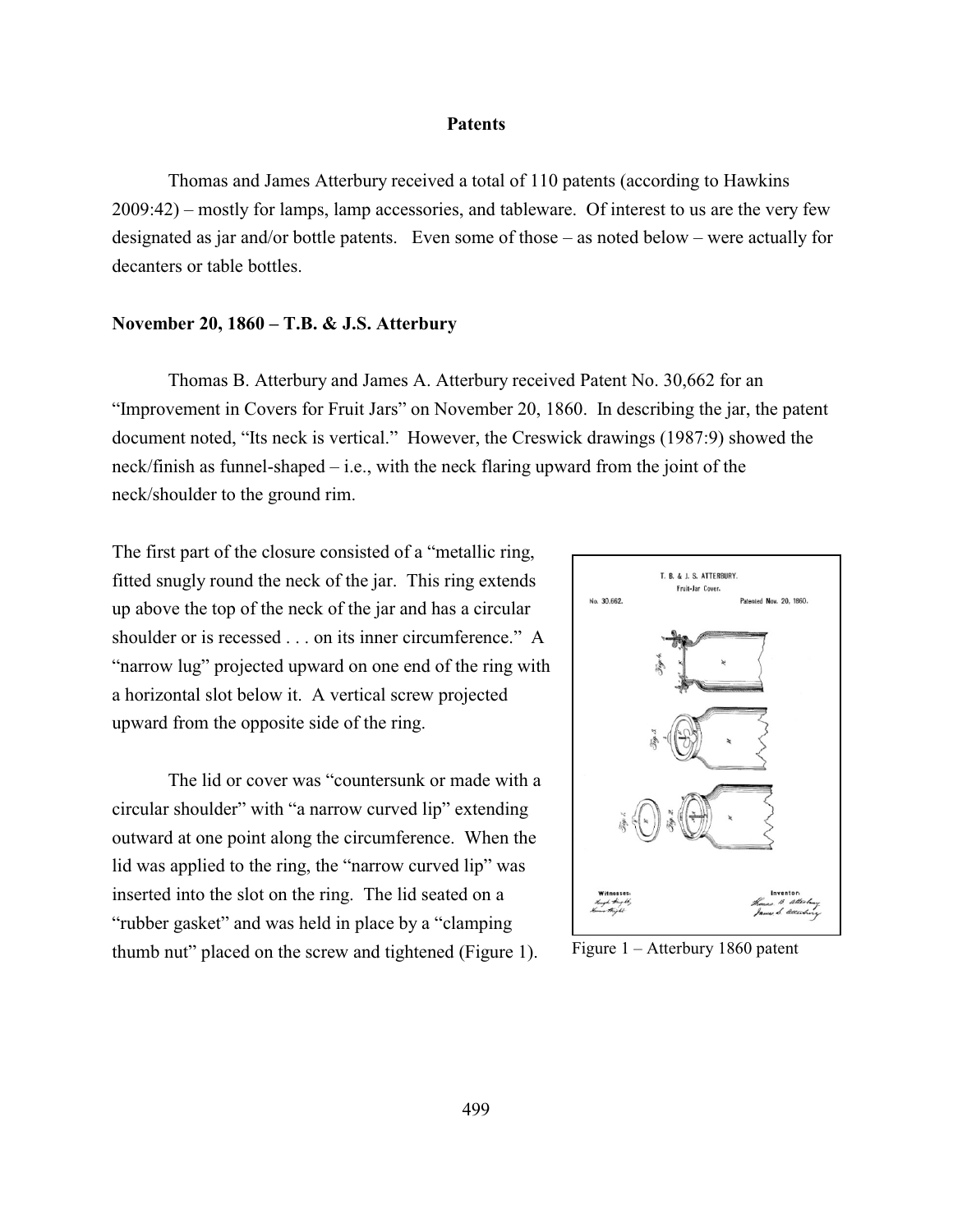## Patents

Thomas and James Atterbury received a total of 110 patents (according to Hawkins 2009:42) – mostly for lamps, lamp accessories, and tableware. Of interest to us are the very few designated as jar and/or bottle patents. Even some of those – as noted below – were actually for decanters or table bottles.

### November 20, 1860 – T.B. & J.S. Atterbury

Thomas B. Atterbury and James A. Atterbury received Patent No. 30,662 for an "Improvement in Covers for Fruit Jars" on November 20, 1860. In describing the jar, the patent document noted, "Its neck is vertical." However, the Creswick drawings (1987:9) showed the neck/finish as funnel-shaped – i.e., with the neck flaring upward from the joint of the neck/shoulder to the ground rim.

The first part of the closure consisted of a "metallic ring, fitted snugly round the neck of the jar. This ring extends up above the top of the neck of the jar and has a circular shoulder or is recessed . . . on its inner circumference." A "narrow lug" projected upward on one end of the ring with a horizontal slot below it. A vertical screw projected upward from the opposite side of the ring.

The lid or cover was "countersunk or made with a circular shoulder" with "a narrow curved lip" extending outward at one point along the circumference. When the lid was applied to the ring, the "narrow curved lip" was inserted into the slot on the ring. The lid seated on a "rubber gasket" and was held in place by a "clamping thumb nut" placed on the screw and tightened (Figure 1).

Figure 1 – Atterbury 1860 patent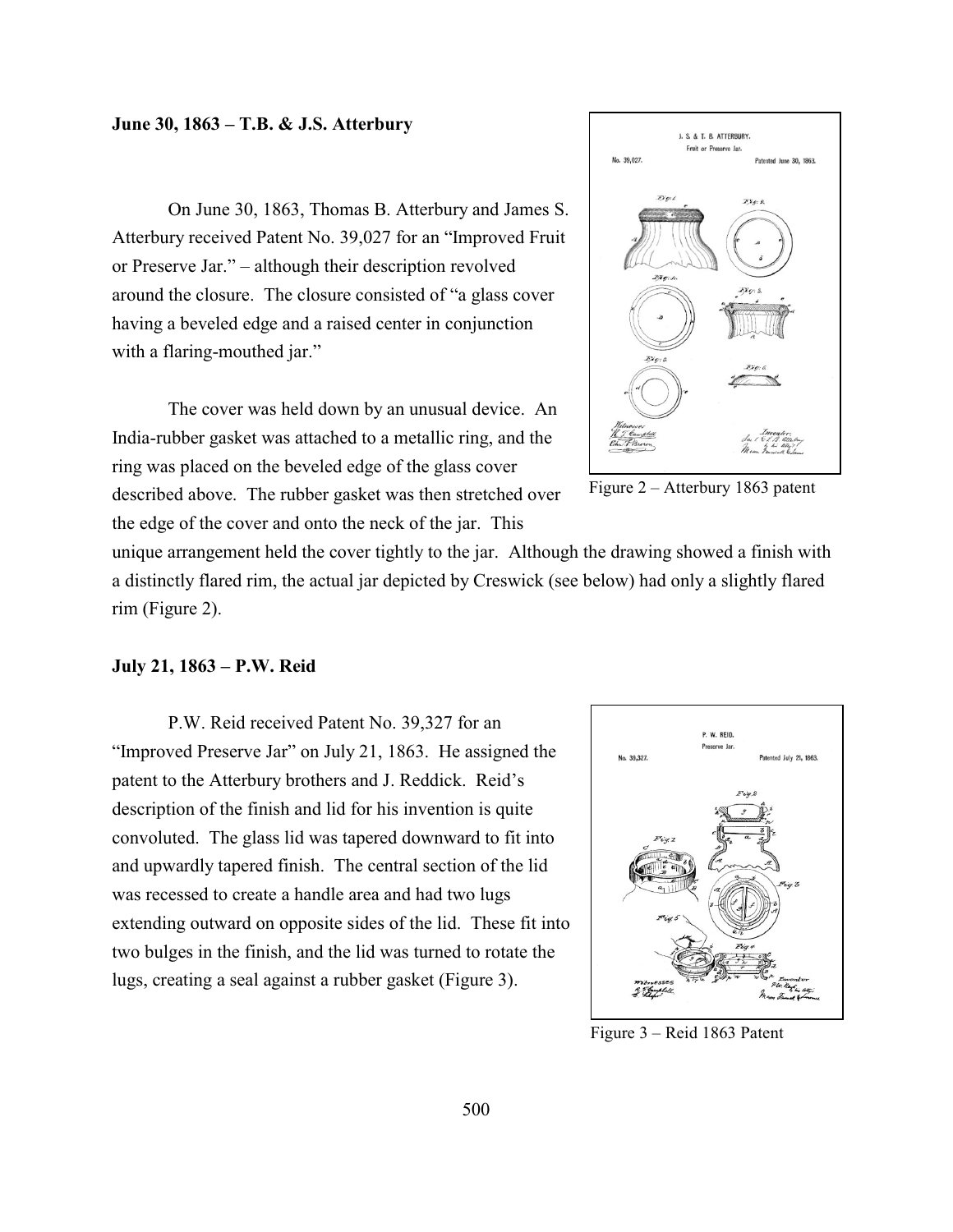**June 30, 1863 – T.B. & J.S. Atterbury**

On June 30, 1863, Thomas B. Atterbury and James S. Atterbury received Patent No. 39,027 for an "Improved Fruit or Preserve Jar." – although their description revolved around the closure. The closure consisted of "a glass cover having a beveled edge and a raised center in conjunction with a flaring-mouthed jar."

The cover was held down by an unusual device. An India-rubber gasket was attached to a metallic ring, and the ring was placed on the beveled edge of the glass cover described above. The rubber gasket was then stretched over the edge of the cover and onto the neck of the jar. This unique arrangement held the cover tightly to the jar. Although the drawing showed a finish with a distinctly flared rim, the actual jar depicted by Creswick (see below) had only a slightly flared rim (Figure 2).

Figure 2 – Atterbury 1863 patent

**July 21, 1863 – P.W. Reid**

P.W. Reid received Patent No. 39,327 for an "Improved Preserve Jar" on July 21, 1863. He assigned the patent to the Atterbury brothers and J. Reddick. Reid's description of the finish and lid for his invention is quite convoluted. The glass lid was tapered downward to fit into and upwardly tapered finish. The central section of the lid was recessed to create a handle area and had two lugs extending outward on opposite sides of the lid. These fit into two bulges in the finish, and the lid was turned to rotate the lugs, creating a seal against a rubber gasket (Figure 3).

Figure 3 – Reid 1863 Patent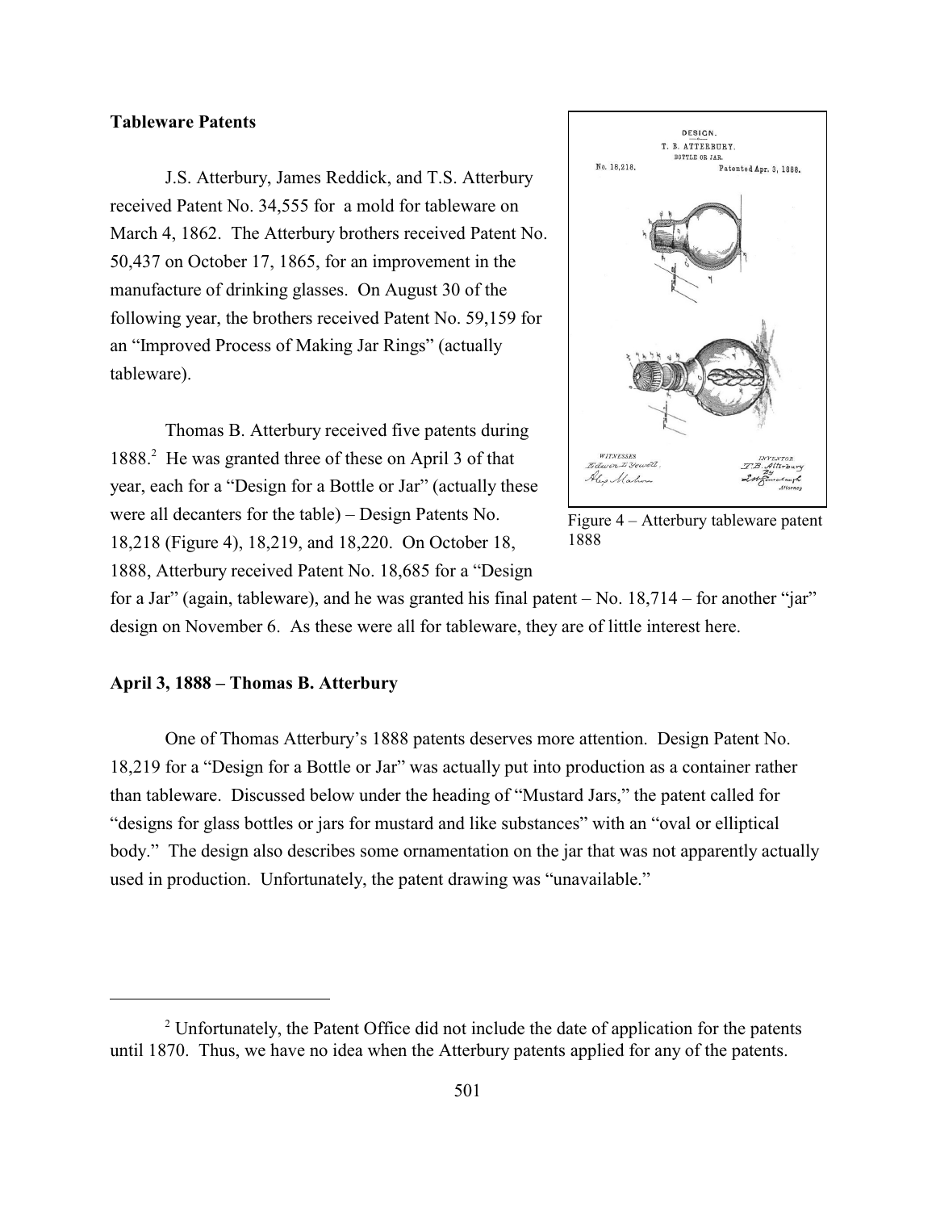**Tableware Patents**

J.S. Atterbury, James Reddick, and T.S. Atterbury received Patent No. 34,555 for a mold for tableware on March 4, 1862. The Atterbury brothers received Patent No. 50,437 on October 17, 1865, for an improvement in the manufacture of drinking glasses. On August 30 of the following year, the brothers received Patent No. 59,159 for an "Improved Process of Making Jar Rings" (actually tableware).

Thomas B. Atterbury received five patents during 1888.[2] He was granted three of these on April 3 of that year, each for a "Design for a Bottle or Jar" (actually these were all decanters for the table) – Design Patents No. 18,218 (Figure 4), 18,219, and 18,220. On October 18, 1888, Atterbury received Patent No. 18,685 for a "Design for a Jar" (again, tableware), and he was granted his final patent – No. 18,714 – for another "jar" design on November 6. As these were all for tableware, they are of little interest here.

Figure 4 – Atterbury tableware patent 1888

**April 3, 1888 – Thomas B. Atterbury**

One of Thomas Atterbury's 1888 patents deserves more attention. Design Patent No. 18,219 for a "Design for a Bottle or Jar" was actually put into production as a container rather than tableware. Discussed below under the heading of "Mustard Jars," the patent called for "designs for glass bottles or jars for mustard and like substances" with an "oval or elliptical body." The design also describes some ornamentation on the jar that was not apparently actually used in production. Unfortunately, the patent drawing was "unavailable."

[2] Unfortunately, the Patent Office did not include the date of application for the patents until 1870. Thus, we have no idea when the Atterbury patents applied for any of the patents.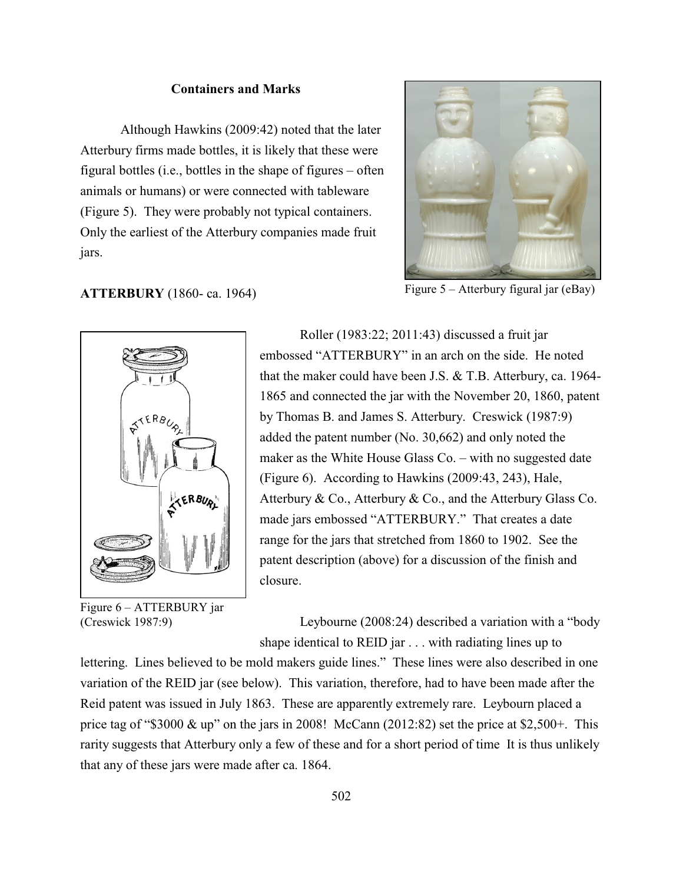**Containers and Marks**

Although Hawkins (2009:42) noted that the later Atterbury firms made bottles, it is likely that these were figural bottles (i.e., bottles in the shape of figures – often animals or humans) or were connected with tableware (Figure 5). They were probably not typical containers. Only the earliest of the Atterbury companies made fruit jars.

Figure 5 – Atterbury figural jar (eBay)

**ATTERBURY** (1860- ca. 1964)

Figure 6 – ATTERBURY jar (Creswick 1987:9)

Roller (1983:22; 2011:43) discussed a fruit jar embossed "ATTERBURY" in an arch on the side. He noted that the maker could have been J.S. & T.B. Atterbury, ca. 1964-1865 and connected the jar with the November 20, 1860, patent by Thomas B. and James S. Atterbury. Creswick (1987:9) added the patent number (No. 30,662) and only noted the maker as the White House Glass Co. – with no suggested date (Figure 6). According to Hawkins (2009:43, 243), Hale, Atterbury & Co., Atterbury & Co., and the Atterbury Glass Co. made jars embossed "ATTERBURY." That creates a date range for the jars that stretched from 1860 to 1902. See the patent description (above) for a discussion of the finish and closure.

Leybourne (2008:24) described a variation with a "body shape identical to REID jar . . . with radiating lines up to lettering. Lines believed to be mold makers guide lines." These lines were also described in one variation of the REID jar (see below). This variation, therefore, had to have been made after the Reid patent was issued in July 1863. These are apparently extremely rare. Leybourn placed a price tag of "$3000 & up" on the jars in 2008! McCann (2012:82) set the price at $2,500+. This rarity suggests that Atterbury only a few of these and for a short period of time It is thus unlikely that any of these jars were made after ca. 1864.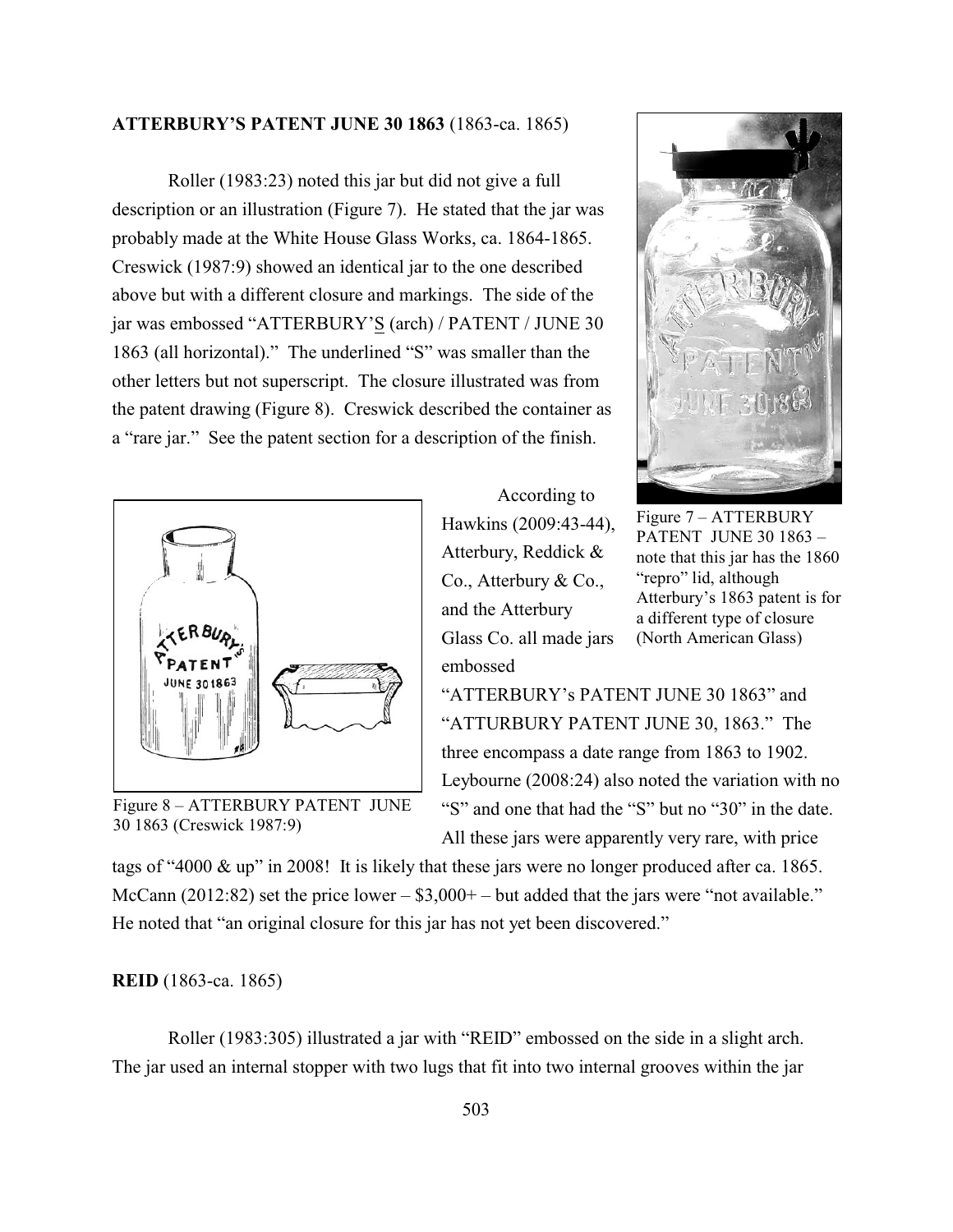**ATTERBURY'S PATENT JUNE 30 1863** (1863-ca. 1865)

Roller (1983:23) noted this jar but did not give a full description or an illustration (Figure 7). He stated that the jar was probably made at the White House Glass Works, ca. 1864-1865. Creswick (1987:9) showed an identical jar to the one described above but with a different closure and markings. The side of the jar was embossed "ATTERBURY'S (arch) / PATENT / JUNE 30 1863 (all horizontal)." The underlined "S" was smaller than the other letters but not superscript. The closure illustrated was from the patent drawing (Figure 8). Creswick described the container as a "rare jar." See the patent section for a description of the finish.

Figure 7 – ATTERBURY PATENT JUNE 30 1863 – note that this jar has the 1860 "repro" lid, although Atterbury's 1863 patent is for a different type of closure (North American Glass)

Figure 8 – ATTERBURY PATENT JUNE 30 1863 (Creswick 1987:9)

According to Hawkins (2009:43-44), Atterbury, Reddick & Co., Atterbury & Co., and the Atterbury Glass Co. all made jars embossed "ATTERBURY's PATENT JUNE 30 1863" and "ATTURBURY PATENT JUNE 30, 1863." The three encompass a date range from 1863 to 1902. Leybourne (2008:24) also noted the variation with no "S" and one that had the "S" but no "30" in the date. All these jars were apparently very rare, with price tags of "4000 & up" in 2008! It is likely that these jars were no longer produced after ca. 1865. McCann (2012:82) set the price lower – $3,000+ – but added that the jars were "not available." He noted that "an original closure for this jar has not yet been discovered."

**REID** (1863-ca. 1865)

Roller (1983:305) illustrated a jar with "REID" embossed on the side in a slight arch. The jar used an internal stopper with two lugs that fit into two internal grooves within the jar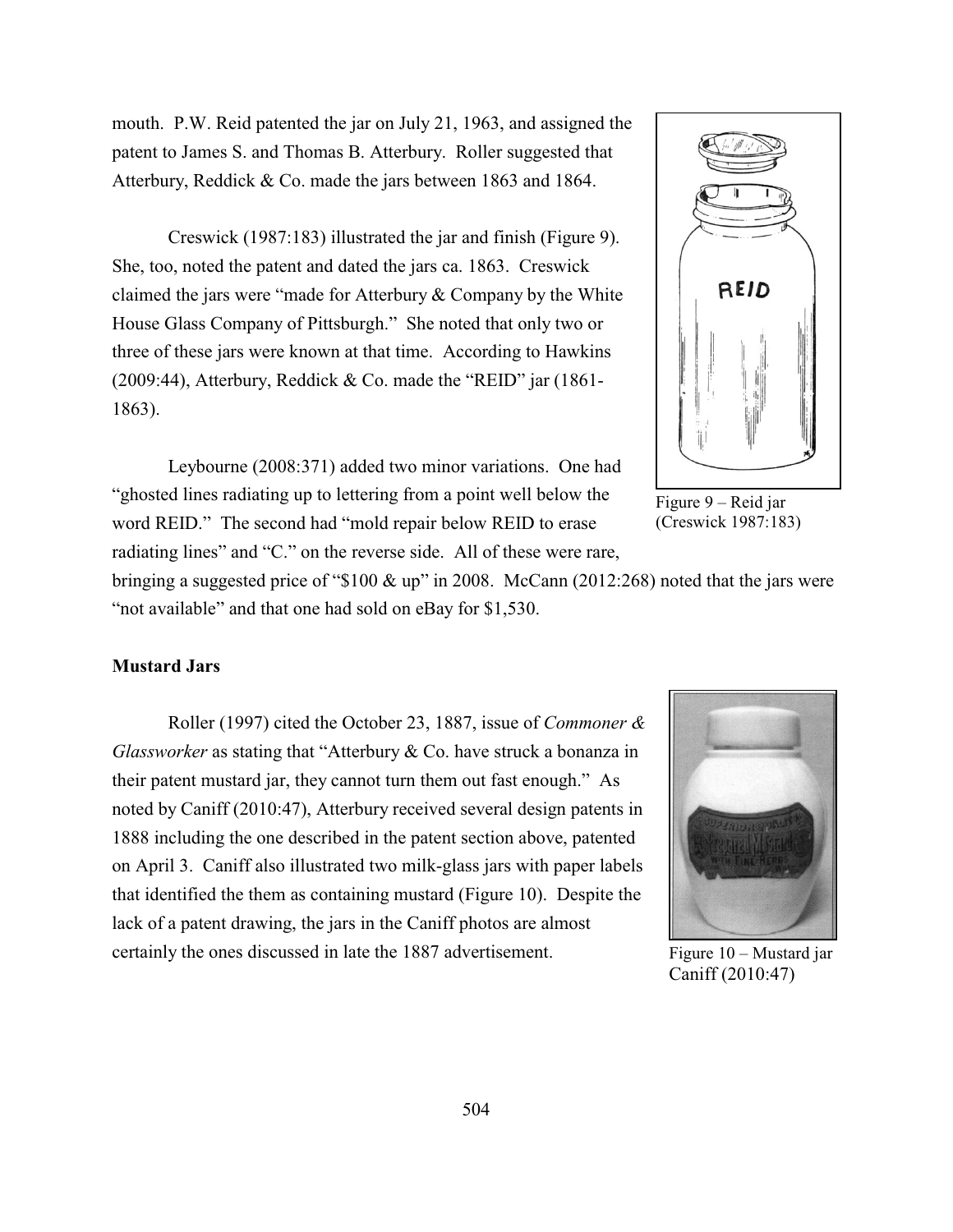mouth. P.W. Reid patented the jar on July 21, 1963, and assigned the patent to James S. and Thomas B. Atterbury. Roller suggested that Atterbury, Reddick & Co. made the jars between 1863 and 1864.

Creswick (1987:183) illustrated the jar and finish (Figure 9). She, too, noted the patent and dated the jars ca. 1863. Creswick claimed the jars were "made for Atterbury & Company by the White House Glass Company of Pittsburgh." She noted that only two or three of these jars were known at that time. According to Hawkins (2009:44), Atterbury, Reddick & Co. made the "REID" jar (1861-1863).

Figure 9 – Reid jar (Creswick 1987:183)

Leybourne (2008:371) added two minor variations. One had "ghosted lines radiating up to lettering from a point well below the word REID." The second had "mold repair below REID to erase radiating lines" and "C." on the reverse side. All of these were rare, bringing a suggested price of "$100 & up" in 2008. McCann (2012:268) noted that the jars were "not available" and that one had sold on eBay for $1,530.

**Mustard Jars**

Roller (1997) cited the October 23, 1887, issue of *Commoner & Glassworker* as stating that "Atterbury & Co. have struck a bonanza in their patent mustard jar, they cannot turn them out fast enough." As noted by Caniff (2010:47), Atterbury received several design patents in 1888 including the one described in the patent section above, patented on April 3. Caniff also illustrated two milk-glass jars with paper labels that identified the them as containing mustard (Figure 10). Despite the lack of a patent drawing, the jars in the Caniff photos are almost certainly the ones discussed in late the 1887 advertisement.

Figure 10 – Mustard jar Caniff (2010:47)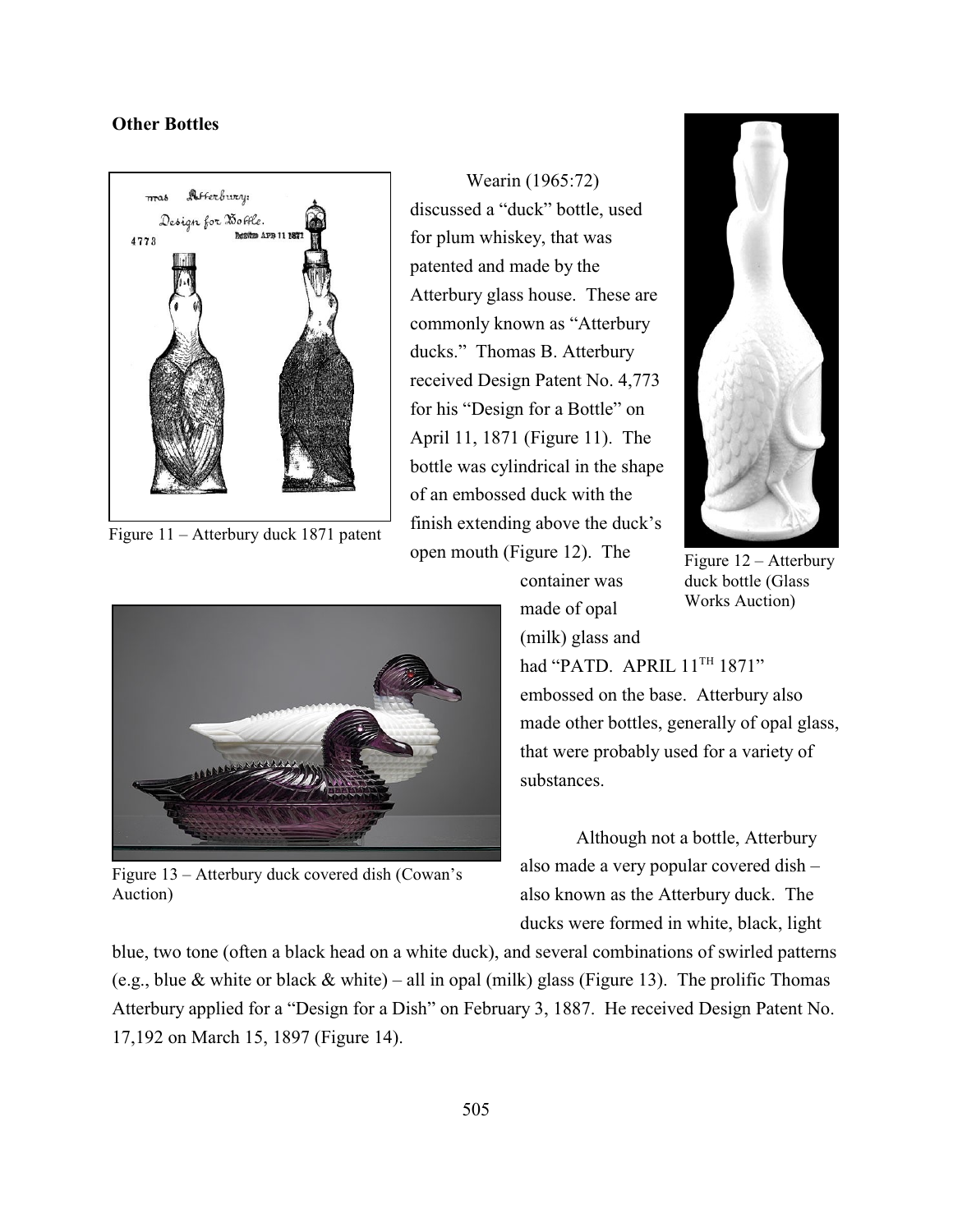## Other Bottles

Figure 11 – Atterbury duck 1871 patent

Wearin (1965:72) discussed a "duck" bottle, used for plum whiskey, that was patented and made by the Atterbury glass house. These are commonly known as "Atterbury ducks." Thomas B. Atterbury received Design Patent No. 4,773 for his "Design for a Bottle" on April 11, 1871 (Figure 11). The bottle was cylindrical in the shape of an embossed duck with the finish extending above the duck's open mouth (Figure 12). The container was made of opal (milk) glass and had "PATD. APRIL 11TH 1871" embossed on the base. Atterbury also made other bottles, generally of opal glass, that were probably used for a variety of substances.

Figure 12 – Atterbury duck bottle (Glass Works Auction)

Figure 13 – Atterbury duck covered dish (Cowan's Auction)

Although not a bottle, Atterbury also made a very popular covered dish – also known as the Atterbury duck. The ducks were formed in white, black, light blue, two tone (often a black head on a white duck), and several combinations of swirled patterns (e.g., blue & white or black & white) – all in opal (milk) glass (Figure 13). The prolific Thomas Atterbury applied for a "Design for a Dish" on February 3, 1887. He received Design Patent No. 17,192 on March 15, 1897 (Figure 14).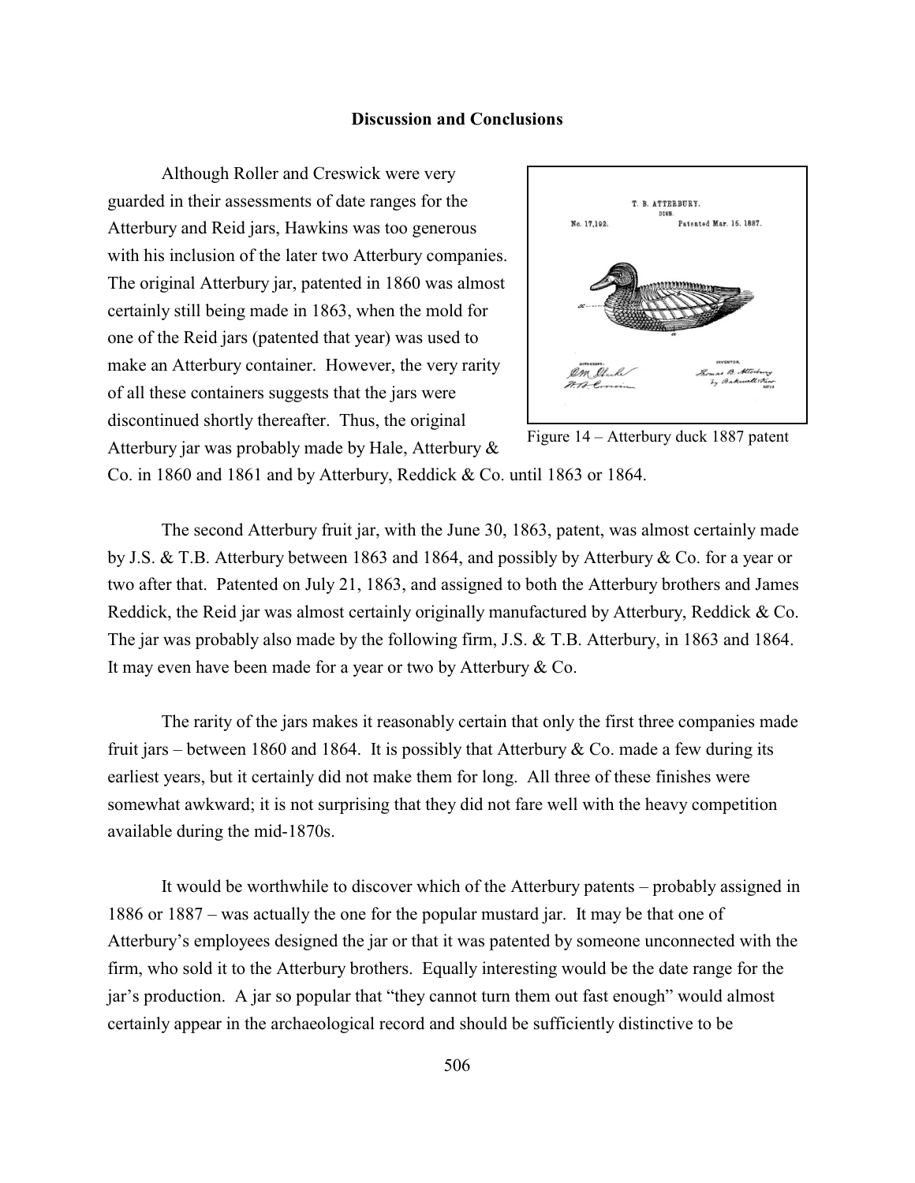## Discussion and Conclusions

Although Roller and Creswick were very guarded in their assessments of date ranges for the Atterbury and Reid jars, Hawkins was too generous with his inclusion of the later two Atterbury companies. The original Atterbury jar, patented in 1860 was almost certainly still being made in 1863, when the mold for one of the Reid jars (patented that year) was used to make an Atterbury container. However, the very rarity of all these containers suggests that the jars were discontinued shortly thereafter. Thus, the original Atterbury jar was probably made by Hale, Atterbury & Co. in 1860 and 1861 and by Atterbury, Reddick & Co. until 1863 or 1864.

Figure 14 – Atterbury duck 1887 patent

The second Atterbury fruit jar, with the June 30, 1863, patent, was almost certainly made by J.S. & T.B. Atterbury between 1863 and 1864, and possibly by Atterbury & Co. for a year or two after that. Patented on July 21, 1863, and assigned to both the Atterbury brothers and James Reddick, the Reid jar was almost certainly originally manufactured by Atterbury, Reddick & Co. The jar was probably also made by the following firm, J.S. & T.B. Atterbury, in 1863 and 1864. It may even have been made for a year or two by Atterbury & Co.

The rarity of the jars makes it reasonably certain that only the first three companies made fruit jars – between 1860 and 1864. It is possibly that Atterbury & Co. made a few during its earliest years, but it certainly did not make them for long. All three of these finishes were somewhat awkward; it is not surprising that they did not fare well with the heavy competition available during the mid-1870s.

It would be worthwhile to discover which of the Atterbury patents – probably assigned in 1886 or 1887 – was actually the one for the popular mustard jar. It may be that one of Atterbury's employees designed the jar or that it was patented by someone unconnected with the firm, who sold it to the Atterbury brothers. Equally interesting would be the date range for the jar's production. A jar so popular that "they cannot turn them out fast enough" would almost certainly appear in the archaeological record and should be sufficiently distinctive to be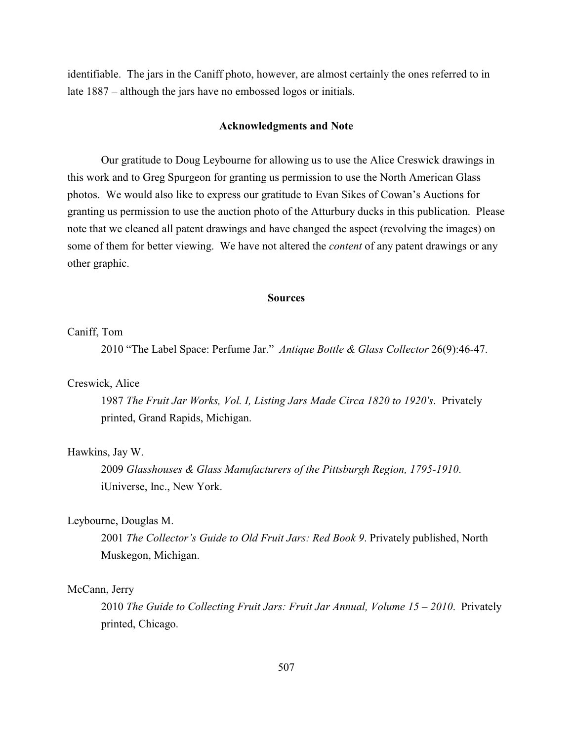identifiable. The jars in the Caniff photo, however, are almost certainly the ones referred to in late 1887 – although the jars have no embossed logos or initials.

## Acknowledgments and Note

Our gratitude to Doug Leybourne for allowing us to use the Alice Creswick drawings in this work and to Greg Spurgeon for granting us permission to use the North American Glass photos. We would also like to express our gratitude to Evan Sikes of Cowan's Auctions for granting us permission to use the auction photo of the Atturbury ducks in this publication. Please note that we cleaned all patent drawings and have changed the aspect (revolving the images) on some of them for better viewing. We have not altered the *content* of any patent drawings or any other graphic.

## Sources

Caniff, Tom

2010 "The Label Space: Perfume Jar." *Antique Bottle & Glass Collector* 26(9):46-47.

Creswick, Alice

1987 *The Fruit Jar Works, Vol. I, Listing Jars Made Circa 1820 to 1920's*. Privately printed, Grand Rapids, Michigan.

Hawkins, Jay W.

2009 *Glasshouses & Glass Manufacturers of the Pittsburgh Region, 1795-1910*. iUniverse, Inc., New York.

Leybourne, Douglas M.

2001 *The Collector's Guide to Old Fruit Jars: Red Book 9*. Privately published, North Muskegon, Michigan.

McCann, Jerry

2010 *The Guide to Collecting Fruit Jars: Fruit Jar Annual, Volume 15 – 2010*. Privately printed, Chicago.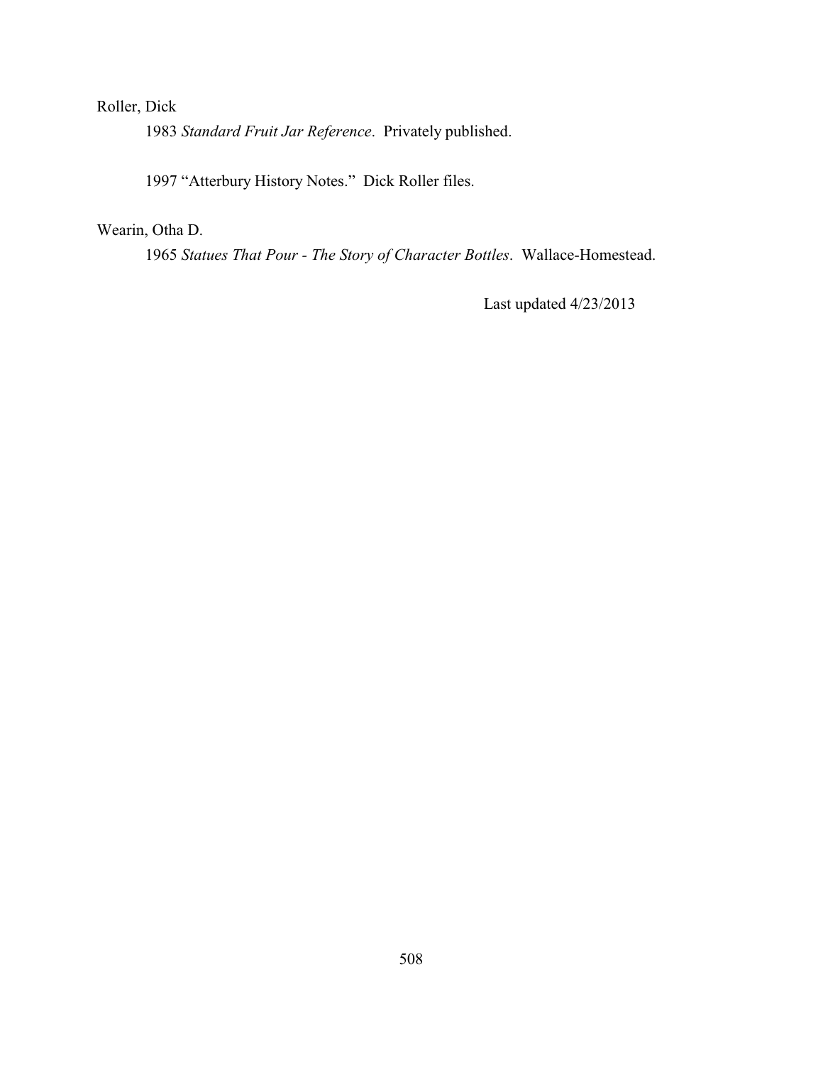Roller, Dick

1983 *Standard Fruit Jar Reference*. Privately published.

1997 "Atterbury History Notes." Dick Roller files.

Wearin, Otha D.

1965 *Statues That Pour - The Story of Character Bottles*. Wallace-Homestead.

Last updated 4/23/2013